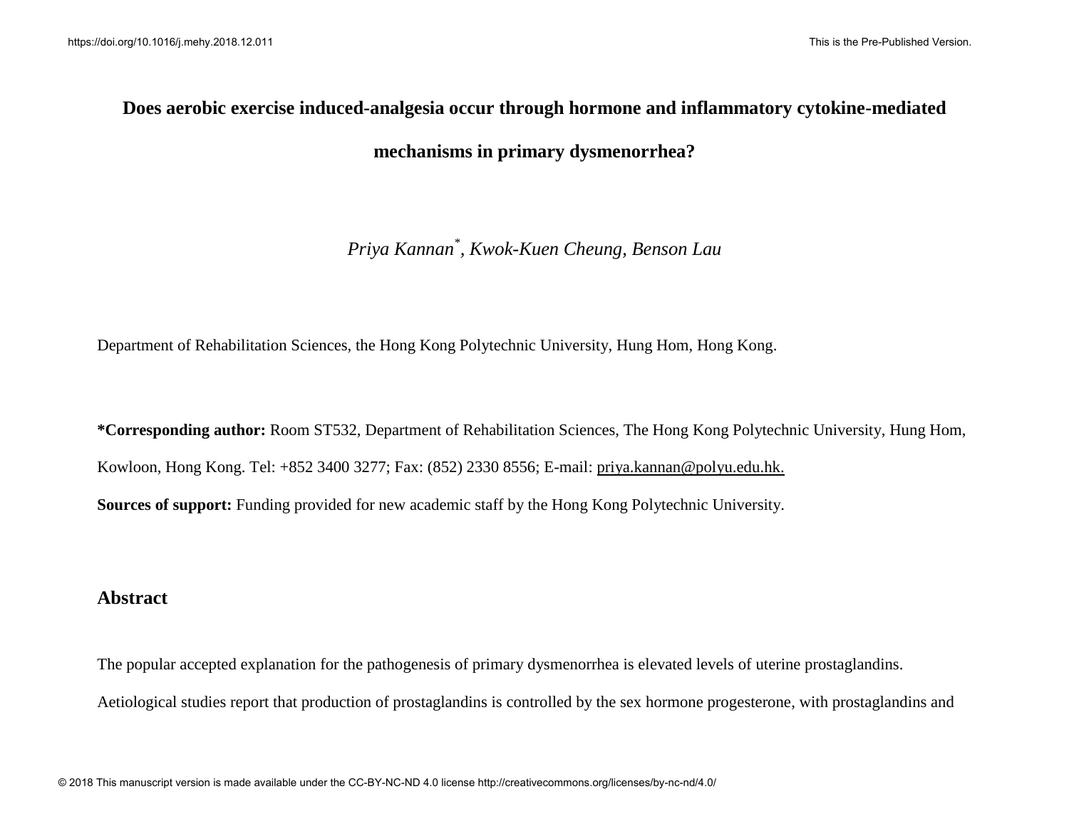# Does aerobic exercise induced-analgesia occur through hormone and inflammatory cytokine-mediated mechanisms in primary dysmenorrhea?

*Priya Kannan[*], Kwok-Kuen Cheung, Benson Lau*

Department of Rehabilitation Sciences, the Hong Kong Polytechnic University, Hung Hom, Hong Kong.

**\*Corresponding author:** Room ST532, Department of Rehabilitation Sciences, The Hong Kong Polytechnic University, Hung Hom, Kowloon, Hong Kong. Tel: +852 3400 3277; Fax: (852) 2330 8556; E-mail: priya.kannan@polyu.edu.hk.

**Sources of support:** Funding provided for new academic staff by the Hong Kong Polytechnic University.

## Abstract

The popular accepted explanation for the pathogenesis of primary dysmenorrhea is elevated levels of uterine prostaglandins. Aetiological studies report that production of prostaglandins is controlled by the sex hormone progesterone, with prostaglandins and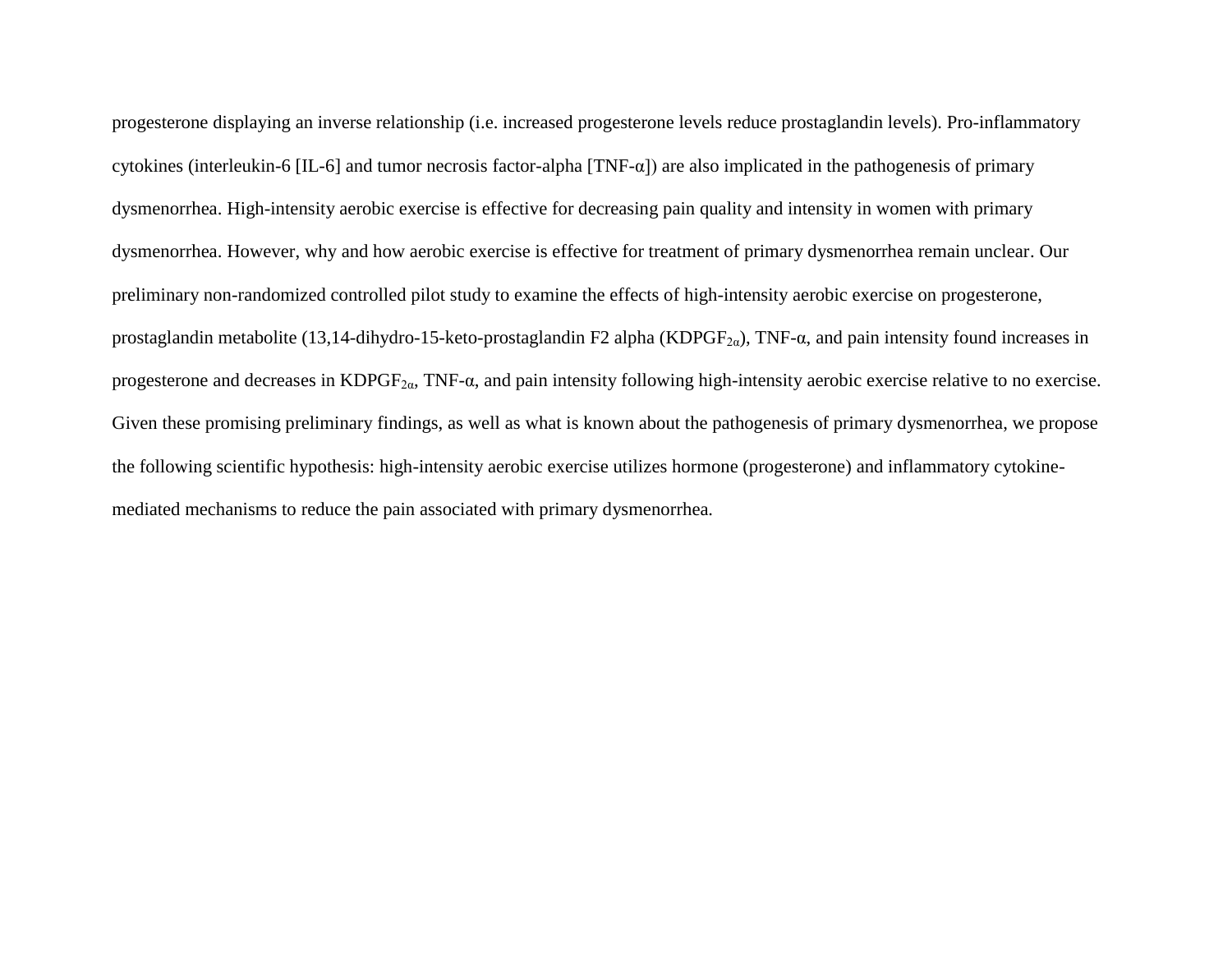progesterone displaying an inverse relationship (i.e. increased progesterone levels reduce prostaglandin levels). Pro-inflammatory cytokines (interleukin-6 [IL-6] and tumor necrosis factor-alpha [TNF-α]) are also implicated in the pathogenesis of primary dysmenorrhea. High-intensity aerobic exercise is effective for decreasing pain quality and intensity in women with primary dysmenorrhea. However, why and how aerobic exercise is effective for treatment of primary dysmenorrhea remain unclear. Our preliminary non-randomized controlled pilot study to examine the effects of high-intensity aerobic exercise on progesterone, prostaglandin metabolite (13,14-dihydro-15-keto-prostaglandin F2 alpha ($KDPGF_{2\alpha}$), TNF-α, and pain intensity found increases in progesterone and decreases in $KDPGF_{2\alpha}$, TNF-α, and pain intensity following high-intensity aerobic exercise relative to no exercise. Given these promising preliminary findings, as well as what is known about the pathogenesis of primary dysmenorrhea, we propose the following scientific hypothesis: high-intensity aerobic exercise utilizes hormone (progesterone) and inflammatory cytokine-mediated mechanisms to reduce the pain associated with primary dysmenorrhea.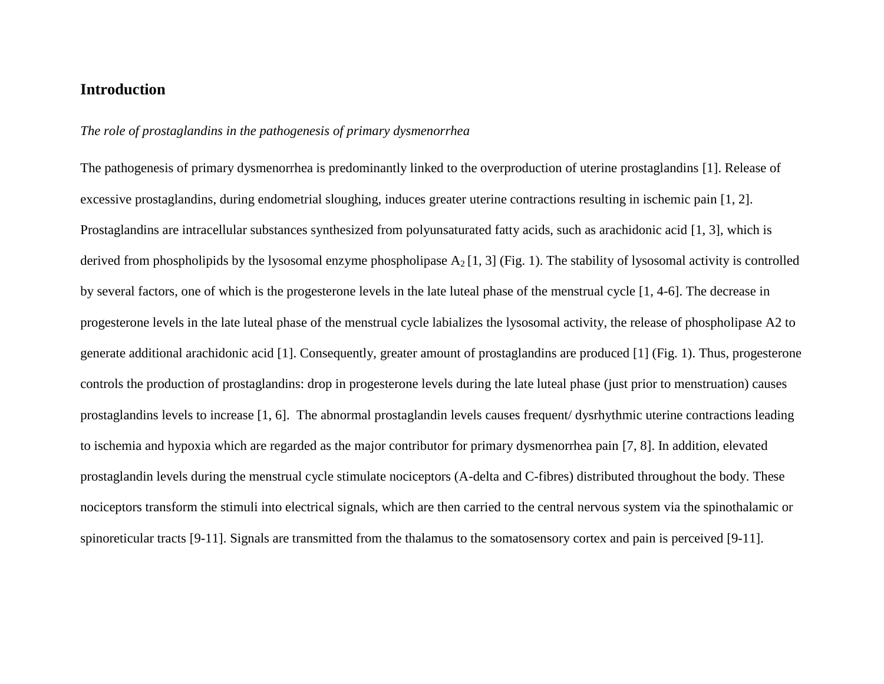## Introduction

*The role of prostaglandins in the pathogenesis of primary dysmenorrhea*

The pathogenesis of primary dysmenorrhea is predominantly linked to the overproduction of uterine prostaglandins [1]. Release of excessive prostaglandins, during endometrial sloughing, induces greater uterine contractions resulting in ischemic pain [1, 2]. Prostaglandins are intracellular substances synthesized from polyunsaturated fatty acids, such as arachidonic acid [1, 3], which is derived from phospholipids by the lysosomal enzyme phospholipase $A_2$ [1, 3] (Fig. 1). The stability of lysosomal activity is controlled by several factors, one of which is the progesterone levels in the late luteal phase of the menstrual cycle [1, 4-6]. The decrease in progesterone levels in the late luteal phase of the menstrual cycle labializes the lysosomal activity, the release of phospholipase A2 to generate additional arachidonic acid [1]. Consequently, greater amount of prostaglandins are produced [1] (Fig. 1). Thus, progesterone controls the production of prostaglandins: drop in progesterone levels during the late luteal phase (just prior to menstruation) causes prostaglandins levels to increase [1, 6]. The abnormal prostaglandin levels causes frequent/ dysrhythmic uterine contractions leading to ischemia and hypoxia which are regarded as the major contributor for primary dysmenorrhea pain [7, 8]. In addition, elevated prostaglandin levels during the menstrual cycle stimulate nociceptors (A-delta and C-fibres) distributed throughout the body. These nociceptors transform the stimuli into electrical signals, which are then carried to the central nervous system via the spinothalamic or spinoreticular tracts [9-11]. Signals are transmitted from the thalamus to the somatosensory cortex and pain is perceived [9-11].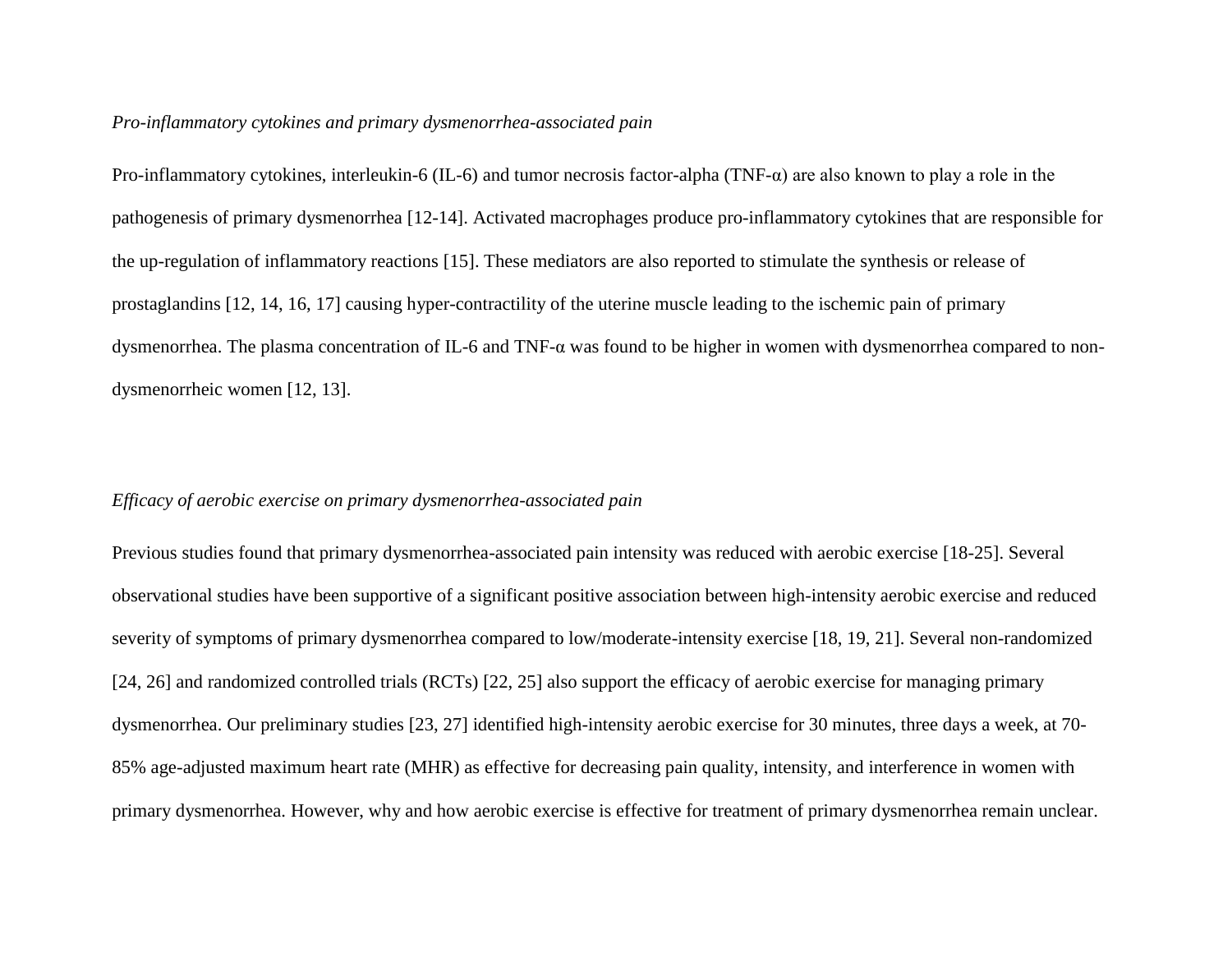*Pro-inflammatory cytokines and primary dysmenorrhea-associated pain*

Pro-inflammatory cytokines, interleukin-6 (IL-6) and tumor necrosis factor-alpha (TNF-α) are also known to play a role in the pathogenesis of primary dysmenorrhea [12-14]. Activated macrophages produce pro-inflammatory cytokines that are responsible for the up-regulation of inflammatory reactions [15]. These mediators are also reported to stimulate the synthesis or release of prostaglandins [12, 14, 16, 17] causing hyper-contractility of the uterine muscle leading to the ischemic pain of primary dysmenorrhea. The plasma concentration of IL-6 and TNF-α was found to be higher in women with dysmenorrhea compared to non-dysmenorrheic women [12, 13].

*Efficacy of aerobic exercise on primary dysmenorrhea-associated pain*

Previous studies found that primary dysmenorrhea-associated pain intensity was reduced with aerobic exercise [18-25]. Several observational studies have been supportive of a significant positive association between high-intensity aerobic exercise and reduced severity of symptoms of primary dysmenorrhea compared to low/moderate-intensity exercise [18, 19, 21]. Several non-randomized [24, 26] and randomized controlled trials (RCTs) [22, 25] also support the efficacy of aerobic exercise for managing primary dysmenorrhea. Our preliminary studies [23, 27] identified high-intensity aerobic exercise for 30 minutes, three days a week, at 70-85% age-adjusted maximum heart rate (MHR) as effective for decreasing pain quality, intensity, and interference in women with primary dysmenorrhea. However, why and how aerobic exercise is effective for treatment of primary dysmenorrhea remain unclear.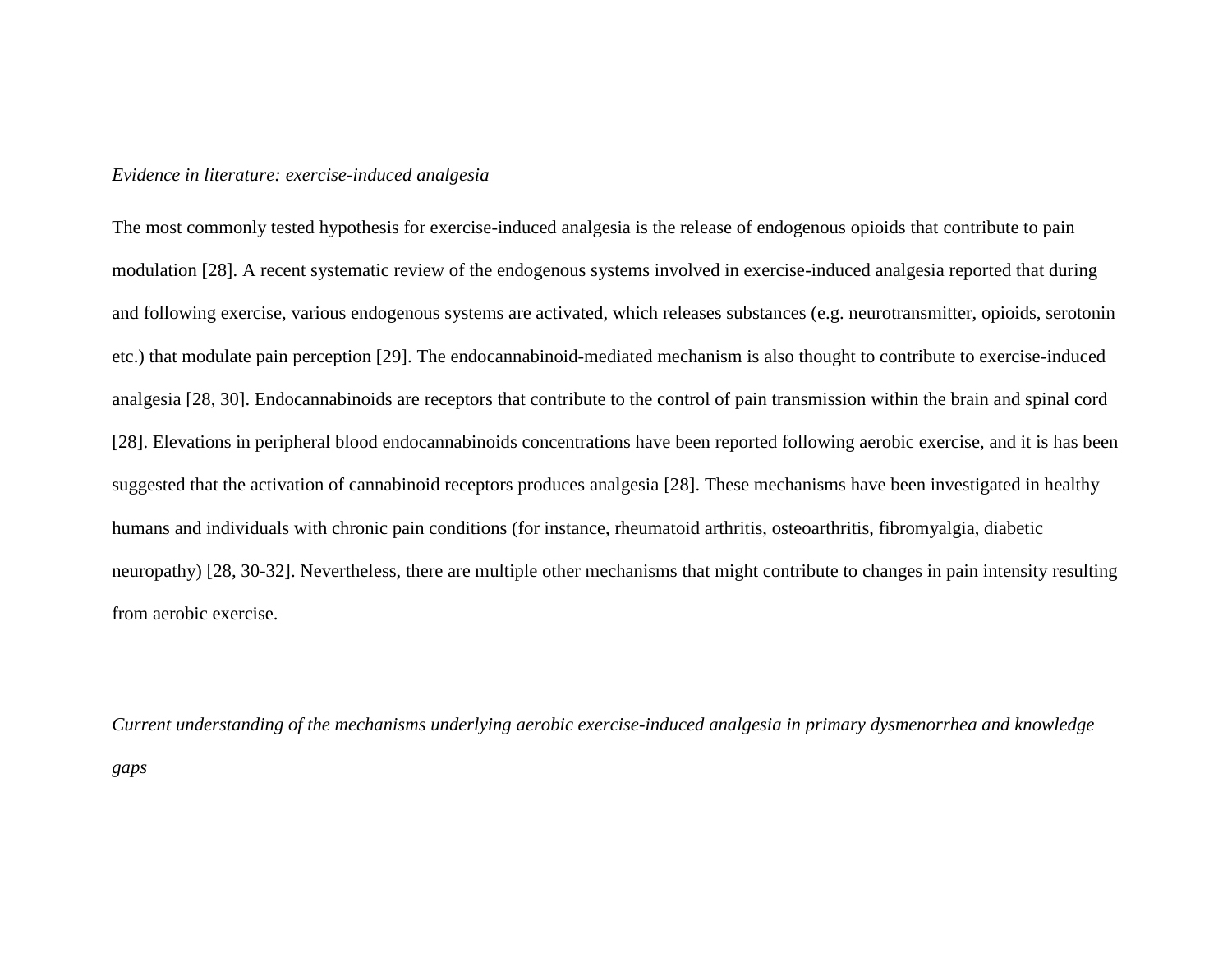*Evidence in literature: exercise-induced analgesia*

The most commonly tested hypothesis for exercise-induced analgesia is the release of endogenous opioids that contribute to pain modulation [28]. A recent systematic review of the endogenous systems involved in exercise-induced analgesia reported that during and following exercise, various endogenous systems are activated, which releases substances (e.g. neurotransmitter, opioids, serotonin etc.) that modulate pain perception [29]. The endocannabinoid-mediated mechanism is also thought to contribute to exercise-induced analgesia [28, 30]. Endocannabinoids are receptors that contribute to the control of pain transmission within the brain and spinal cord [28]. Elevations in peripheral blood endocannabinoids concentrations have been reported following aerobic exercise, and it is has been suggested that the activation of cannabinoid receptors produces analgesia [28]. These mechanisms have been investigated in healthy humans and individuals with chronic pain conditions (for instance, rheumatoid arthritis, osteoarthritis, fibromyalgia, diabetic neuropathy) [28, 30-32]. Nevertheless, there are multiple other mechanisms that might contribute to changes in pain intensity resulting from aerobic exercise.

*Current understanding of the mechanisms underlying aerobic exercise-induced analgesia in primary dysmenorrhea and knowledge gaps*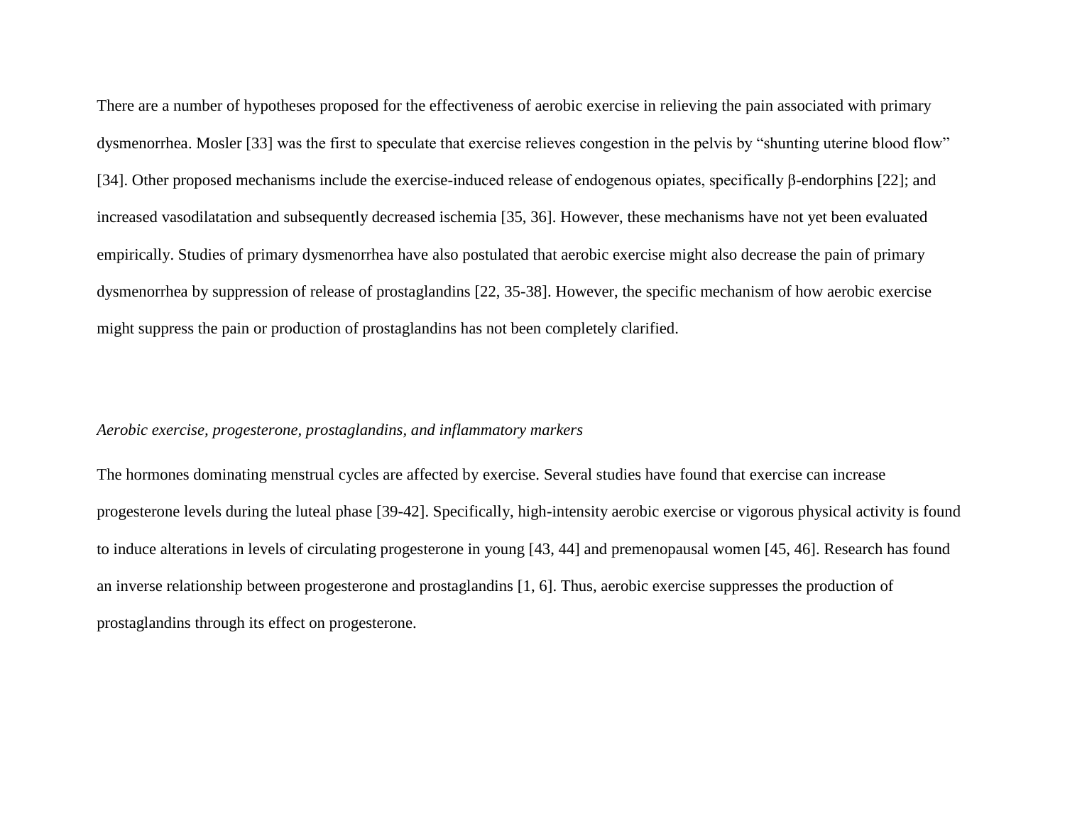There are a number of hypotheses proposed for the effectiveness of aerobic exercise in relieving the pain associated with primary dysmenorrhea. Mosler [33] was the first to speculate that exercise relieves congestion in the pelvis by "shunting uterine blood flow" [34]. Other proposed mechanisms include the exercise-induced release of endogenous opiates, specifically β-endorphins [22]; and increased vasodilatation and subsequently decreased ischemia [35, 36]. However, these mechanisms have not yet been evaluated empirically. Studies of primary dysmenorrhea have also postulated that aerobic exercise might also decrease the pain of primary dysmenorrhea by suppression of release of prostaglandins [22, 35-38]. However, the specific mechanism of how aerobic exercise might suppress the pain or production of prostaglandins has not been completely clarified.

*Aerobic exercise, progesterone, prostaglandins, and inflammatory markers*

The hormones dominating menstrual cycles are affected by exercise. Several studies have found that exercise can increase progesterone levels during the luteal phase [39-42]. Specifically, high-intensity aerobic exercise or vigorous physical activity is found to induce alterations in levels of circulating progesterone in young [43, 44] and premenopausal women [45, 46]. Research has found an inverse relationship between progesterone and prostaglandins [1, 6]. Thus, aerobic exercise suppresses the production of prostaglandins through its effect on progesterone.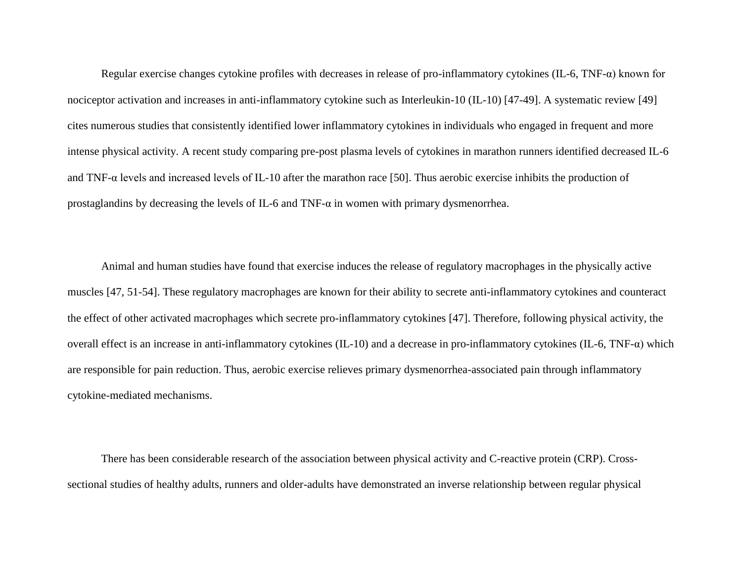Regular exercise changes cytokine profiles with decreases in release of pro-inflammatory cytokines (IL-6, TNF-α) known for nociceptor activation and increases in anti-inflammatory cytokine such as Interleukin-10 (IL-10) [47-49]. A systematic review [49] cites numerous studies that consistently identified lower inflammatory cytokines in individuals who engaged in frequent and more intense physical activity. A recent study comparing pre-post plasma levels of cytokines in marathon runners identified decreased IL-6 and TNF-α levels and increased levels of IL-10 after the marathon race [50]. Thus aerobic exercise inhibits the production of prostaglandins by decreasing the levels of IL-6 and TNF-α in women with primary dysmenorrhea.

Animal and human studies have found that exercise induces the release of regulatory macrophages in the physically active muscles [47, 51-54]. These regulatory macrophages are known for their ability to secrete anti-inflammatory cytokines and counteract the effect of other activated macrophages which secrete pro-inflammatory cytokines [47]. Therefore, following physical activity, the overall effect is an increase in anti-inflammatory cytokines (IL-10) and a decrease in pro-inflammatory cytokines (IL-6, TNF-α) which are responsible for pain reduction. Thus, aerobic exercise relieves primary dysmenorrhea-associated pain through inflammatory cytokine-mediated mechanisms.

There has been considerable research of the association between physical activity and C-reactive protein (CRP). Cross-sectional studies of healthy adults, runners and older-adults have demonstrated an inverse relationship between regular physical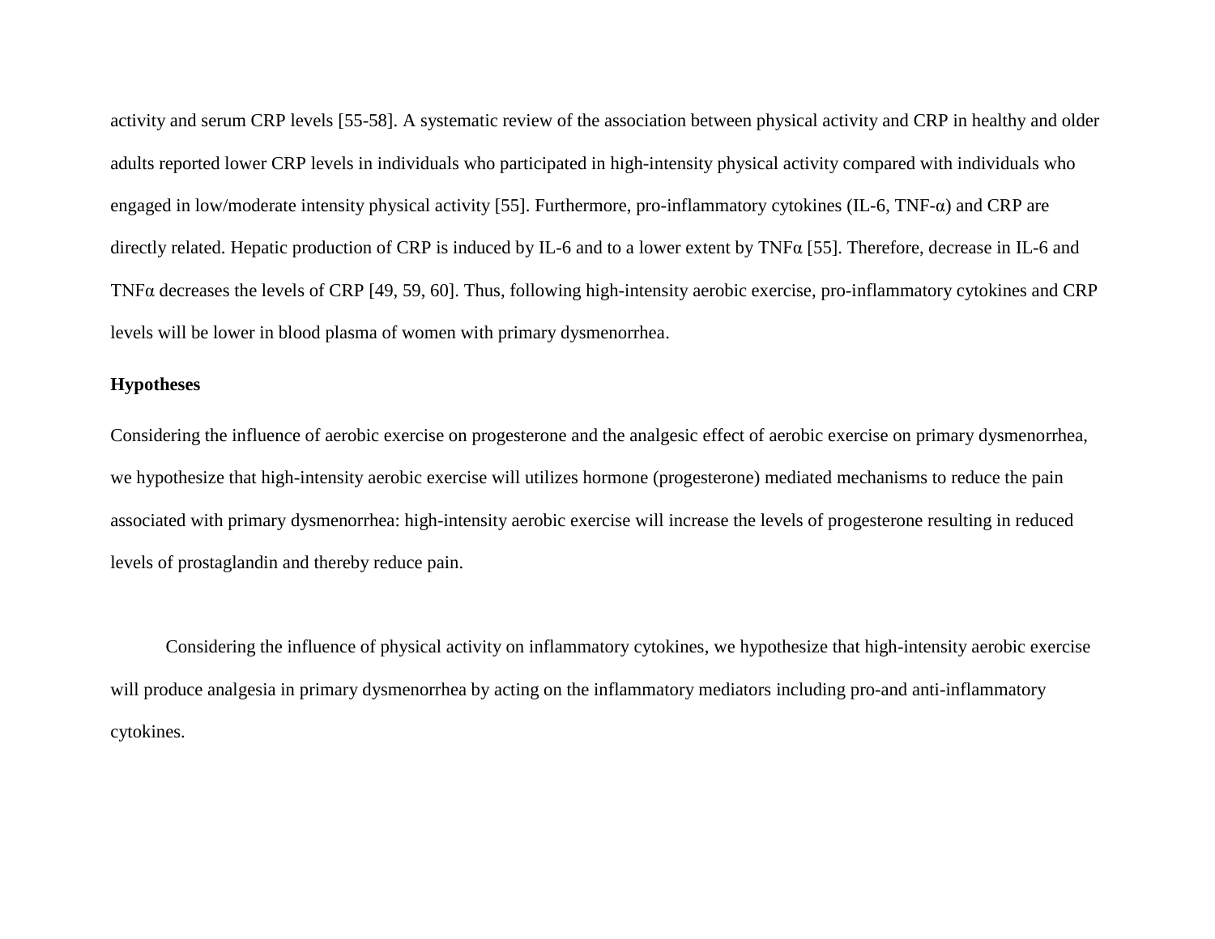activity and serum CRP levels [55-58]. A systematic review of the association between physical activity and CRP in healthy and older adults reported lower CRP levels in individuals who participated in high-intensity physical activity compared with individuals who engaged in low/moderate intensity physical activity [55]. Furthermore, pro-inflammatory cytokines (IL-6, TNF-α) and CRP are directly related. Hepatic production of CRP is induced by IL-6 and to a lower extent by TNFα [55]. Therefore, decrease in IL-6 and TNFα decreases the levels of CRP [49, 59, 60]. Thus, following high-intensity aerobic exercise, pro-inflammatory cytokines and CRP levels will be lower in blood plasma of women with primary dysmenorrhea.

**Hypotheses**

Considering the influence of aerobic exercise on progesterone and the analgesic effect of aerobic exercise on primary dysmenorrhea, we hypothesize that high-intensity aerobic exercise will utilizes hormone (progesterone) mediated mechanisms to reduce the pain associated with primary dysmenorrhea: high-intensity aerobic exercise will increase the levels of progesterone resulting in reduced levels of prostaglandin and thereby reduce pain.

Considering the influence of physical activity on inflammatory cytokines, we hypothesize that high-intensity aerobic exercise will produce analgesia in primary dysmenorrhea by acting on the inflammatory mediators including pro-and anti-inflammatory cytokines.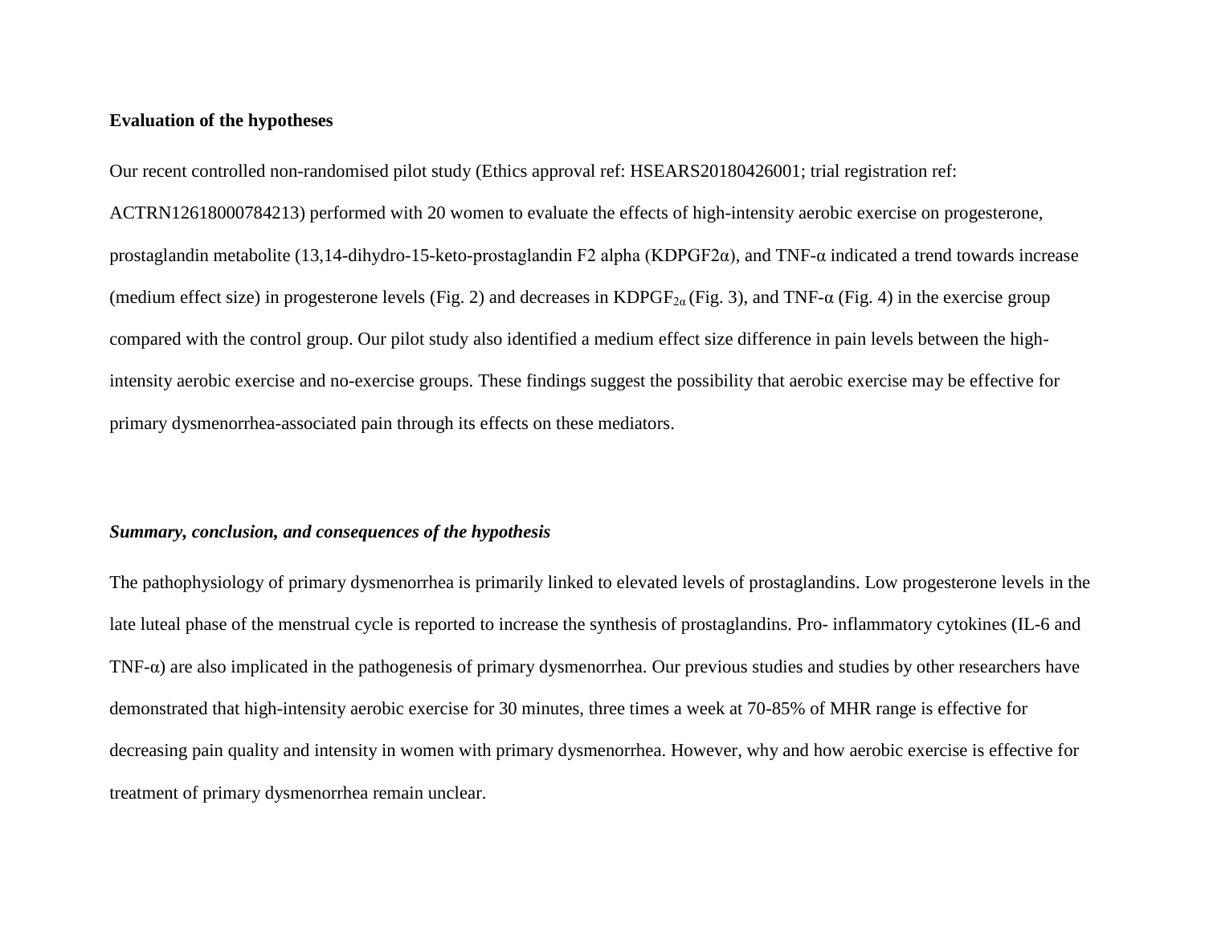**Evaluation of the hypotheses**

Our recent controlled non-randomised pilot study (Ethics approval ref: HSEARS20180426001; trial registration ref: ACTRN12618000784213) performed with 20 women to evaluate the effects of high-intensity aerobic exercise on progesterone, prostaglandin metabolite (13,14-dihydro-15-keto-prostaglandin F2 alpha (KDPGF2α), and TNF-α indicated a trend towards increase (medium effect size) in progesterone levels (Fig. 2) and decreases in $KDPGF_{2\alpha}$ (Fig. 3), and TNF-α (Fig. 4) in the exercise group compared with the control group. Our pilot study also identified a medium effect size difference in pain levels between the high-intensity aerobic exercise and no-exercise groups. These findings suggest the possibility that aerobic exercise may be effective for primary dysmenorrhea-associated pain through its effects on these mediators.

***Summary, conclusion, and consequences of the hypothesis***

The pathophysiology of primary dysmenorrhea is primarily linked to elevated levels of prostaglandins. Low progesterone levels in the late luteal phase of the menstrual cycle is reported to increase the synthesis of prostaglandins. Pro- inflammatory cytokines (IL-6 and TNF-α) are also implicated in the pathogenesis of primary dysmenorrhea. Our previous studies and studies by other researchers have demonstrated that high-intensity aerobic exercise for 30 minutes, three times a week at 70-85% of MHR range is effective for decreasing pain quality and intensity in women with primary dysmenorrhea. However, why and how aerobic exercise is effective for treatment of primary dysmenorrhea remain unclear.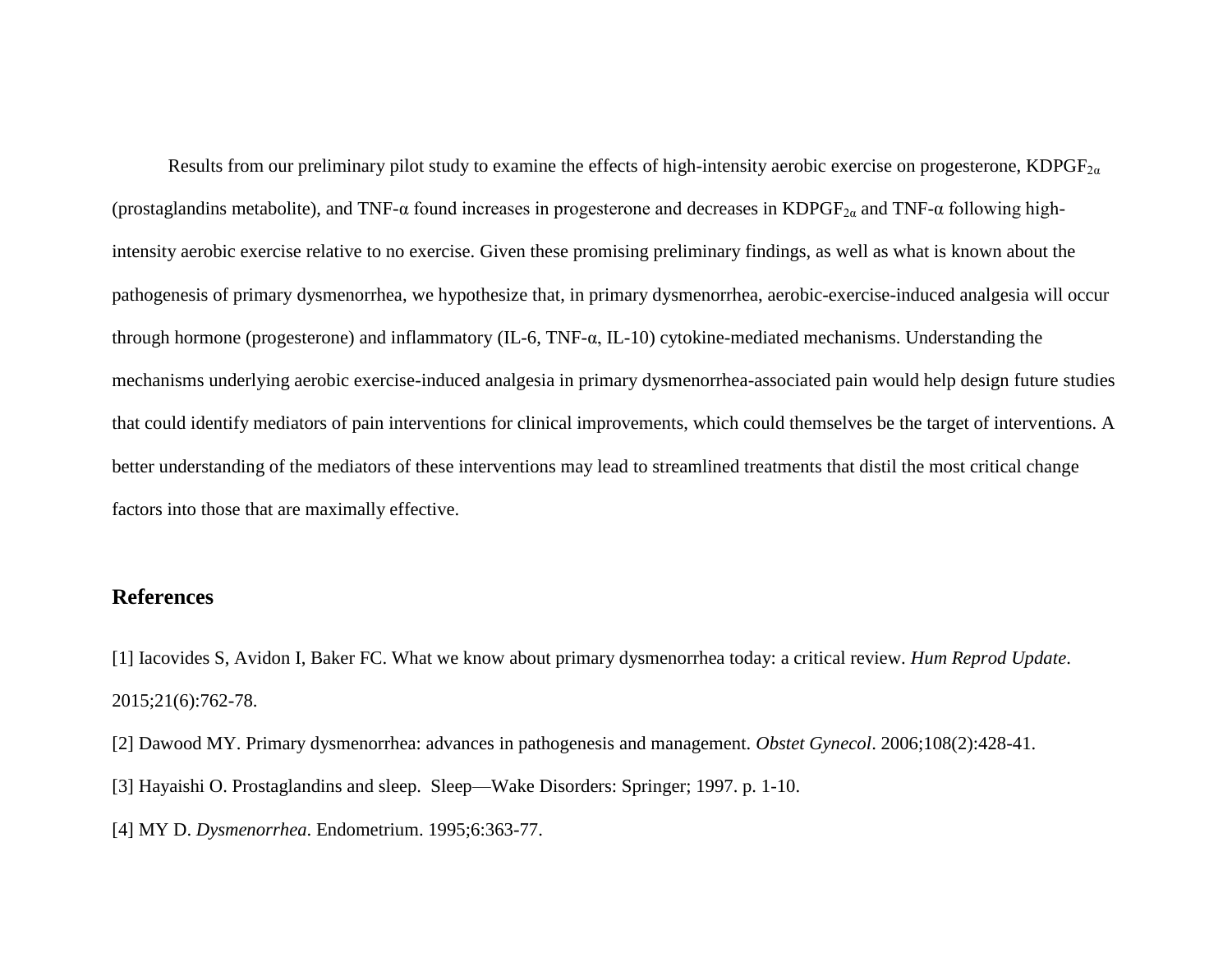Results from our preliminary pilot study to examine the effects of high-intensity aerobic exercise on progesterone, $KDPGF_{2\alpha}$ (prostaglandins metabolite), and TNF-α found increases in progesterone and decreases in $KDPGF_{2\alpha}$ and TNF-α following high-intensity aerobic exercise relative to no exercise. Given these promising preliminary findings, as well as what is known about the pathogenesis of primary dysmenorrhea, we hypothesize that, in primary dysmenorrhea, aerobic-exercise-induced analgesia will occur through hormone (progesterone) and inflammatory (IL-6, TNF-α, IL-10) cytokine-mediated mechanisms. Understanding the mechanisms underlying aerobic exercise-induced analgesia in primary dysmenorrhea-associated pain would help design future studies that could identify mediators of pain interventions for clinical improvements, which could themselves be the target of interventions. A better understanding of the mediators of these interventions may lead to streamlined treatments that distil the most critical change factors into those that are maximally effective.

## References

[1] Iacovides S, Avidon I, Baker FC. What we know about primary dysmenorrhea today: a critical review. *Hum Reprod Update*. 2015;21(6):762-78.

[2] Dawood MY. Primary dysmenorrhea: advances in pathogenesis and management. *Obstet Gynecol*. 2006;108(2):428-41.

[3] Hayaishi O. Prostaglandins and sleep. Sleep—Wake Disorders: Springer; 1997. p. 1-10.

[4] MY D. *Dysmenorrhea*. Endometrium. 1995;6:363-77.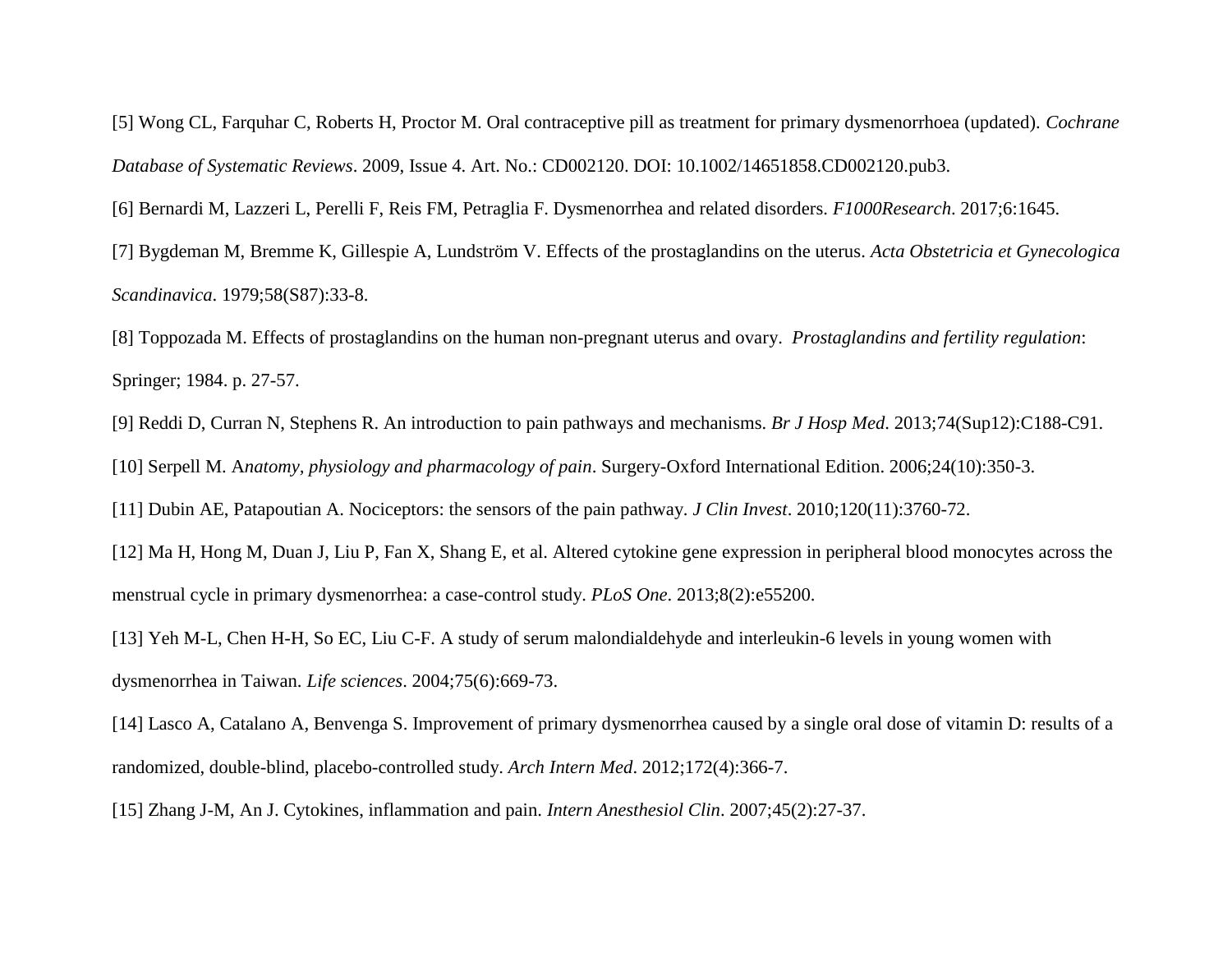[5] Wong CL, Farquhar C, Roberts H, Proctor M. Oral contraceptive pill as treatment for primary dysmenorrhoea (updated). *Cochrane Database of Systematic Reviews*. 2009, Issue 4. Art. No.: CD002120. DOI: 10.1002/14651858.CD002120.pub3.

[6] Bernardi M, Lazzeri L, Perelli F, Reis FM, Petraglia F. Dysmenorrhea and related disorders. *F1000Research*. 2017;6:1645.

[7] Bygdeman M, Bremme K, Gillespie A, Lundström V. Effects of the prostaglandins on the uterus. *Acta Obstetricia et Gynecologica Scandinavica*. 1979;58(S87):33-8.

[8] Toppozada M. Effects of prostaglandins on the human non-pregnant uterus and ovary. *Prostaglandins and fertility regulation*: Springer; 1984. p. 27-57.

[9] Reddi D, Curran N, Stephens R. An introduction to pain pathways and mechanisms. *Br J Hosp Med*. 2013;74(Sup12):C188-C91.

[10] Serpell M. A*natomy, physiology and pharmacology of pain*. Surgery-Oxford International Edition. 2006;24(10):350-3.

[11] Dubin AE, Patapoutian A. Nociceptors: the sensors of the pain pathway. *J Clin Invest*. 2010;120(11):3760-72.

[12] Ma H, Hong M, Duan J, Liu P, Fan X, Shang E, et al. Altered cytokine gene expression in peripheral blood monocytes across the menstrual cycle in primary dysmenorrhea: a case-control study. *PLoS One*. 2013;8(2):e55200.

[13] Yeh M-L, Chen H-H, So EC, Liu C-F. A study of serum malondialdehyde and interleukin-6 levels in young women with dysmenorrhea in Taiwan. *Life sciences*. 2004;75(6):669-73.

[14] Lasco A, Catalano A, Benvenga S. Improvement of primary dysmenorrhea caused by a single oral dose of vitamin D: results of a randomized, double-blind, placebo-controlled study. *Arch Intern Med*. 2012;172(4):366-7.

[15] Zhang J-M, An J. Cytokines, inflammation and pain. *Intern Anesthesiol Clin*. 2007;45(2):27-37.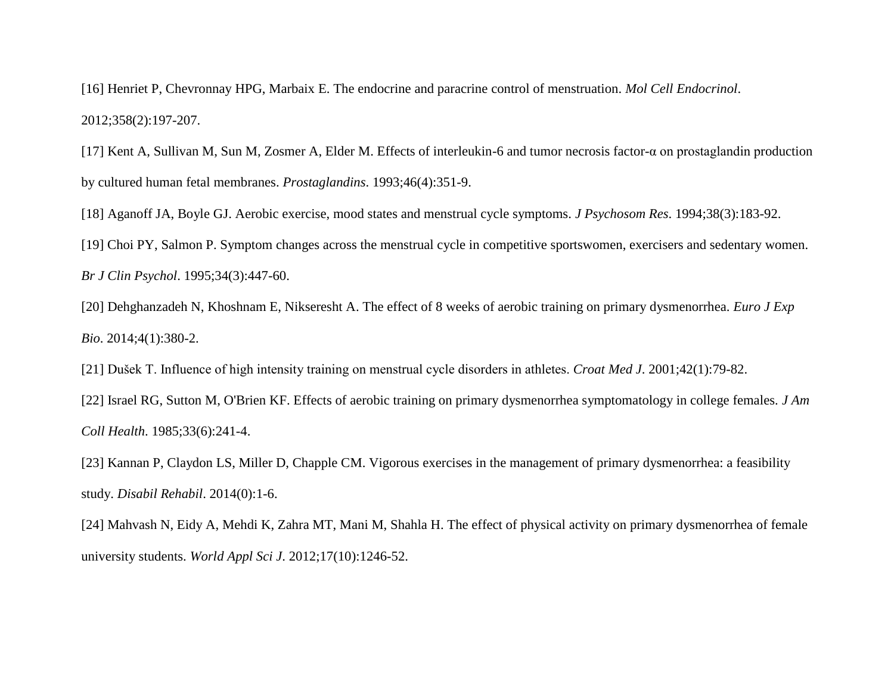[16] Henriet P, Chevronnay HPG, Marbaix E. The endocrine and paracrine control of menstruation. *Mol Cell Endocrinol*. 2012;358(2):197-207.

[17] Kent A, Sullivan M, Sun M, Zosmer A, Elder M. Effects of interleukin-6 and tumor necrosis factor-α on prostaglandin production by cultured human fetal membranes. *Prostaglandins*. 1993;46(4):351-9.

[18] Aganoff JA, Boyle GJ. Aerobic exercise, mood states and menstrual cycle symptoms. *J Psychosom Res*. 1994;38(3):183-92.

[19] Choi PY, Salmon P. Symptom changes across the menstrual cycle in competitive sportswomen, exercisers and sedentary women. *Br J Clin Psychol*. 1995;34(3):447-60.

[20] Dehghanzadeh N, Khoshnam E, Nikseresht A. The effect of 8 weeks of aerobic training on primary dysmenorrhea. *Euro J Exp Bio*. 2014;4(1):380-2.

[21] Dušek T. Influence of high intensity training on menstrual cycle disorders in athletes. *Croat Med J*. 2001;42(1):79-82.

[22] Israel RG, Sutton M, O'Brien KF. Effects of aerobic training on primary dysmenorrhea symptomatology in college females. *J Am Coll Health*. 1985;33(6):241-4.

[23] Kannan P, Claydon LS, Miller D, Chapple CM. Vigorous exercises in the management of primary dysmenorrhea: a feasibility study. *Disabil Rehabil*. 2014(0):1-6.

[24] Mahvash N, Eidy A, Mehdi K, Zahra MT, Mani M, Shahla H. The effect of physical activity on primary dysmenorrhea of female university students. *World Appl Sci J*. 2012;17(10):1246-52.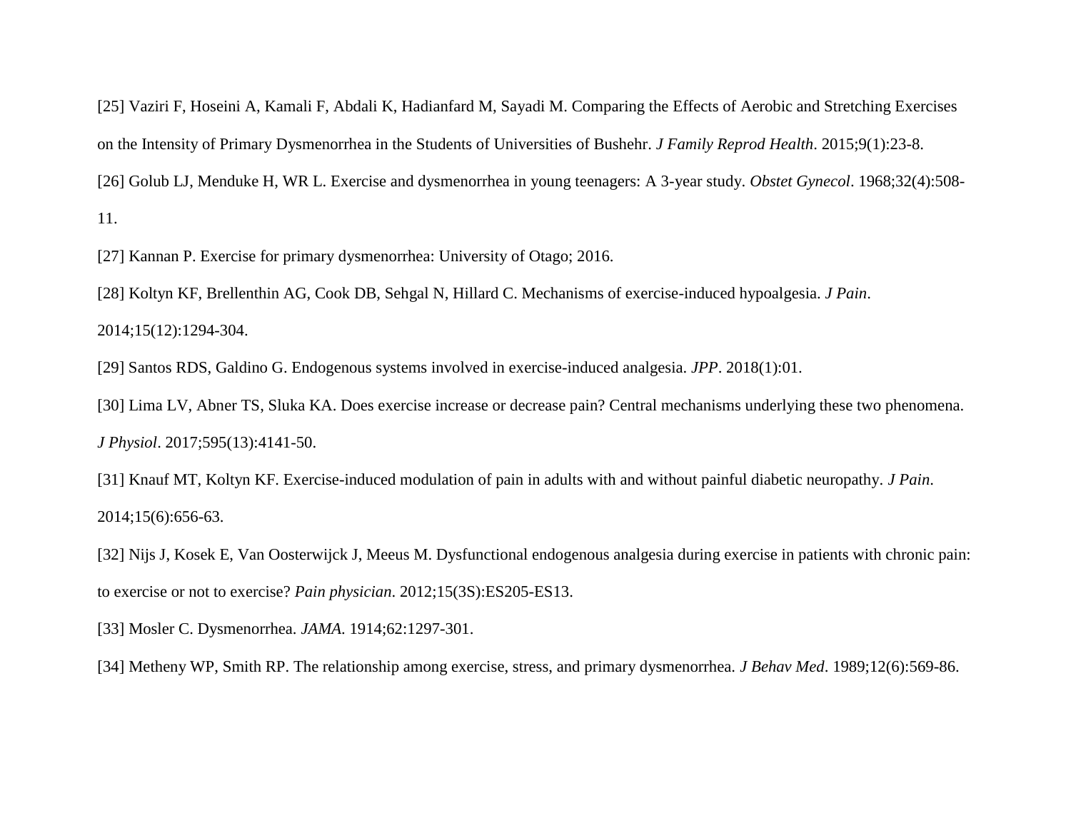[25] Vaziri F, Hoseini A, Kamali F, Abdali K, Hadianfard M, Sayadi M. Comparing the Effects of Aerobic and Stretching Exercises on the Intensity of Primary Dysmenorrhea in the Students of Universities of Bushehr. *J Family Reprod Health*. 2015;9(1):23-8.

[26] Golub LJ, Menduke H, WR L. Exercise and dysmenorrhea in young teenagers: A 3-year study. *Obstet Gynecol*. 1968;32(4):508-11.

[27] Kannan P. Exercise for primary dysmenorrhea: University of Otago; 2016.

[28] Koltyn KF, Brellenthin AG, Cook DB, Sehgal N, Hillard C. Mechanisms of exercise-induced hypoalgesia. *J Pain*. 2014;15(12):1294-304.

[29] Santos RDS, Galdino G. Endogenous systems involved in exercise-induced analgesia. *JPP*. 2018(1):01.

[30] Lima LV, Abner TS, Sluka KA. Does exercise increase or decrease pain? Central mechanisms underlying these two phenomena. *J Physiol*. 2017;595(13):4141-50.

[31] Knauf MT, Koltyn KF. Exercise-induced modulation of pain in adults with and without painful diabetic neuropathy. *J Pain*. 2014;15(6):656-63.

[32] Nijs J, Kosek E, Van Oosterwijck J, Meeus M. Dysfunctional endogenous analgesia during exercise in patients with chronic pain: to exercise or not to exercise? *Pain physician*. 2012;15(3S):ES205-ES13.

[33] Mosler C. Dysmenorrhea. *JAMA*. 1914;62:1297-301.

[34] Metheny WP, Smith RP. The relationship among exercise, stress, and primary dysmenorrhea. *J Behav Med*. 1989;12(6):569-86.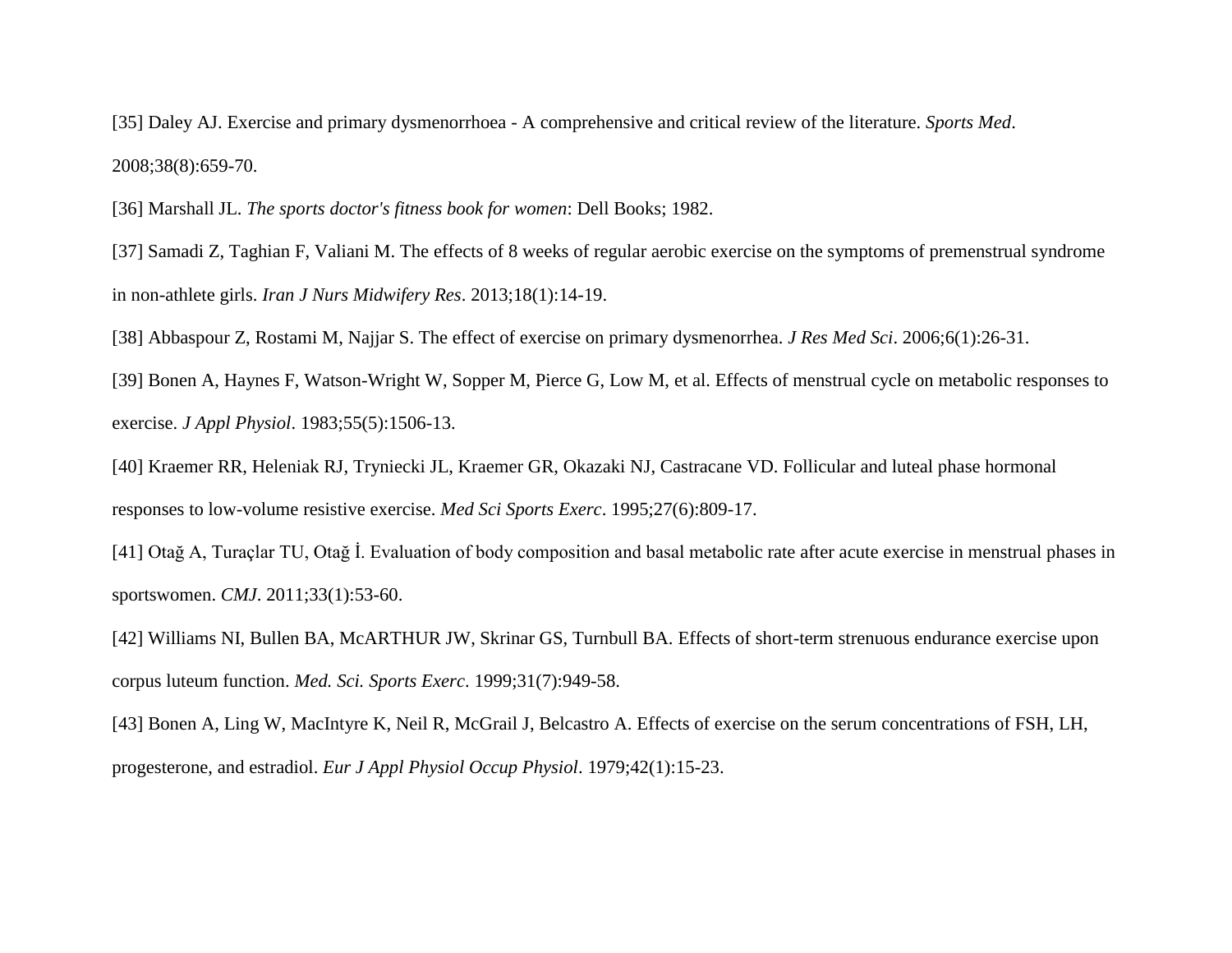[35] Daley AJ. Exercise and primary dysmenorrhoea - A comprehensive and critical review of the literature. *Sports Med*. 2008;38(8):659-70.

[36] Marshall JL. *The sports doctor's fitness book for women*: Dell Books; 1982.

[37] Samadi Z, Taghian F, Valiani M. The effects of 8 weeks of regular aerobic exercise on the symptoms of premenstrual syndrome in non-athlete girls. *Iran J Nurs Midwifery Res*. 2013;18(1):14-19.

[38] Abbaspour Z, Rostami M, Najjar S. The effect of exercise on primary dysmenorrhea. *J Res Med Sci*. 2006;6(1):26-31.

[39] Bonen A, Haynes F, Watson-Wright W, Sopper M, Pierce G, Low M, et al. Effects of menstrual cycle on metabolic responses to exercise. *J Appl Physiol*. 1983;55(5):1506-13.

[40] Kraemer RR, Heleniak RJ, Tryniecki JL, Kraemer GR, Okazaki NJ, Castracane VD. Follicular and luteal phase hormonal responses to low-volume resistive exercise. *Med Sci Sports Exerc*. 1995;27(6):809-17.

[41] Otağ A, Turaçlar TU, Otağ İ. Evaluation of body composition and basal metabolic rate after acute exercise in menstrual phases in sportswomen. *CMJ*. 2011;33(1):53-60.

[42] Williams NI, Bullen BA, McARTHUR JW, Skrinar GS, Turnbull BA. Effects of short-term strenuous endurance exercise upon corpus luteum function. *Med. Sci. Sports Exerc*. 1999;31(7):949-58.

[43] Bonen A, Ling W, MacIntyre K, Neil R, McGrail J, Belcastro A. Effects of exercise on the serum concentrations of FSH, LH, progesterone, and estradiol. *Eur J Appl Physiol Occup Physiol*. 1979;42(1):15-23.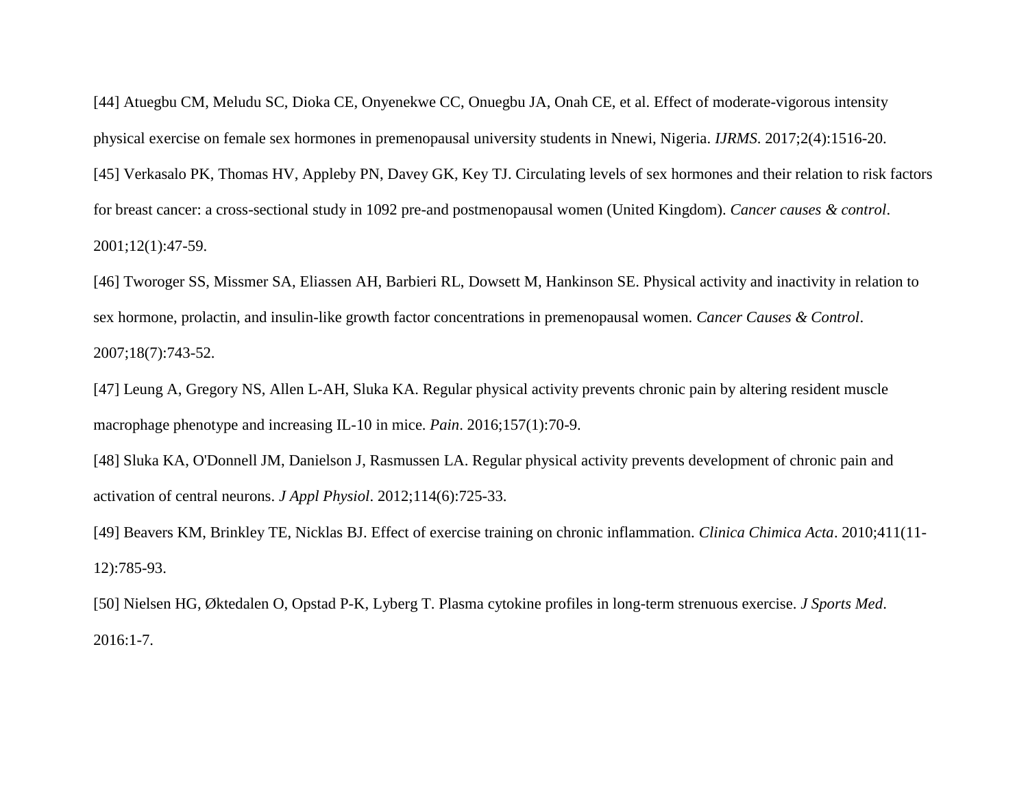[44] Atuegbu CM, Meludu SC, Dioka CE, Onyenekwe CC, Onuegbu JA, Onah CE, et al. Effect of moderate-vigorous intensity physical exercise on female sex hormones in premenopausal university students in Nnewi, Nigeria. *IJRMS*. 2017;2(4):1516-20.

[45] Verkasalo PK, Thomas HV, Appleby PN, Davey GK, Key TJ. Circulating levels of sex hormones and their relation to risk factors for breast cancer: a cross-sectional study in 1092 pre-and postmenopausal women (United Kingdom). *Cancer causes & control*. 2001;12(1):47-59.

[46] Tworoger SS, Missmer SA, Eliassen AH, Barbieri RL, Dowsett M, Hankinson SE. Physical activity and inactivity in relation to sex hormone, prolactin, and insulin-like growth factor concentrations in premenopausal women. *Cancer Causes & Control*. 2007;18(7):743-52.

[47] Leung A, Gregory NS, Allen L-AH, Sluka KA. Regular physical activity prevents chronic pain by altering resident muscle macrophage phenotype and increasing IL-10 in mice. *Pain*. 2016;157(1):70-9.

[48] Sluka KA, O'Donnell JM, Danielson J, Rasmussen LA. Regular physical activity prevents development of chronic pain and activation of central neurons. *J Appl Physiol*. 2012;114(6):725-33.

[49] Beavers KM, Brinkley TE, Nicklas BJ. Effect of exercise training on chronic inflammation. *Clinica Chimica Acta*. 2010;411(11-12):785-93.

[50] Nielsen HG, Øktedalen O, Opstad P-K, Lyberg T. Plasma cytokine profiles in long-term strenuous exercise. *J Sports Med*. 2016:1-7.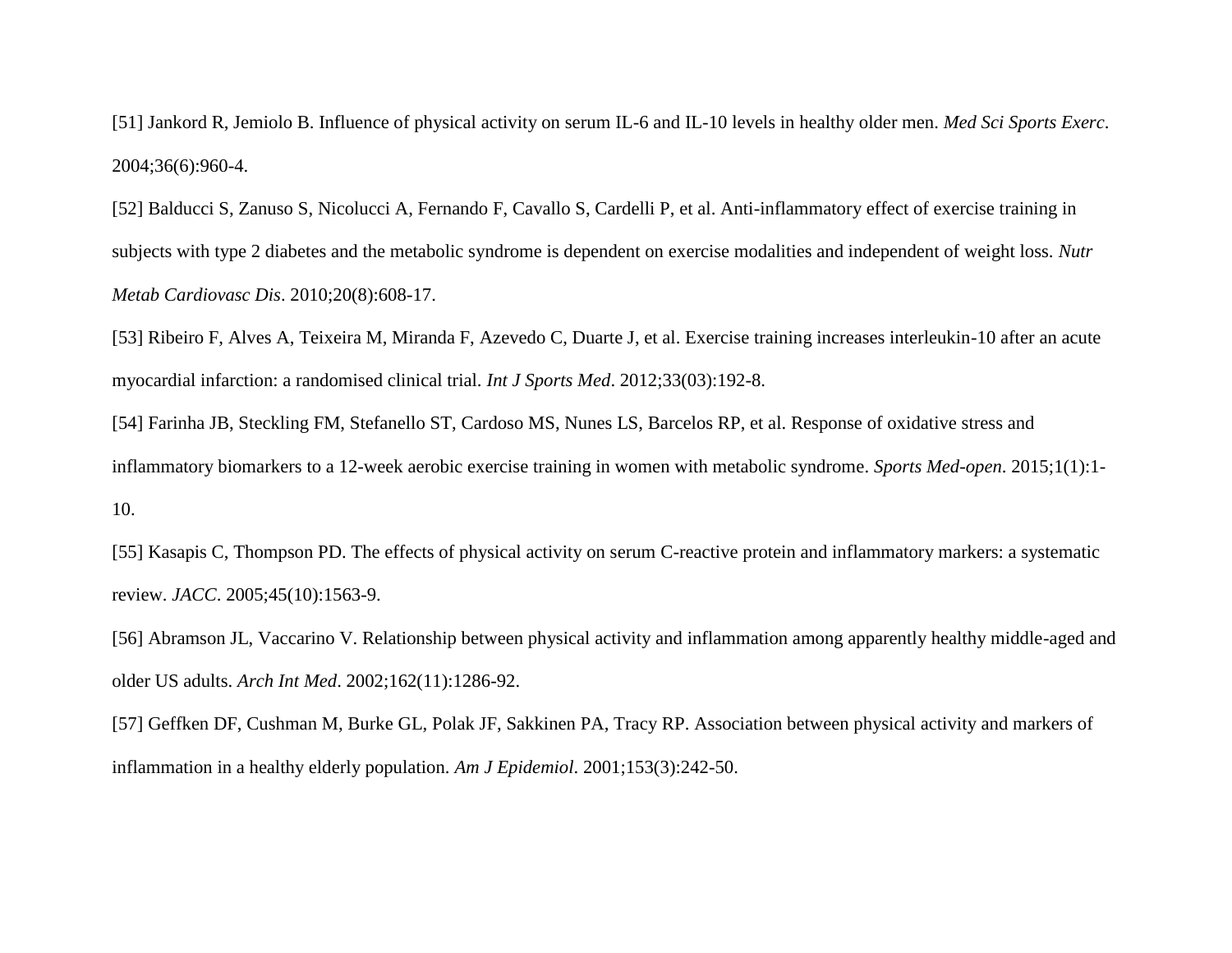[51] Jankord R, Jemiolo B. Influence of physical activity on serum IL-6 and IL-10 levels in healthy older men. *Med Sci Sports Exerc*. 2004;36(6):960-4.

[52] Balducci S, Zanuso S, Nicolucci A, Fernando F, Cavallo S, Cardelli P, et al. Anti-inflammatory effect of exercise training in subjects with type 2 diabetes and the metabolic syndrome is dependent on exercise modalities and independent of weight loss. *Nutr Metab Cardiovasc Dis*. 2010;20(8):608-17.

[53] Ribeiro F, Alves A, Teixeira M, Miranda F, Azevedo C, Duarte J, et al. Exercise training increases interleukin-10 after an acute myocardial infarction: a randomised clinical trial. *Int J Sports Med*. 2012;33(03):192-8.

[54] Farinha JB, Steckling FM, Stefanello ST, Cardoso MS, Nunes LS, Barcelos RP, et al. Response of oxidative stress and inflammatory biomarkers to a 12-week aerobic exercise training in women with metabolic syndrome. *Sports Med-open*. 2015;1(1):1-10.

[55] Kasapis C, Thompson PD. The effects of physical activity on serum C-reactive protein and inflammatory markers: a systematic review. *JACC*. 2005;45(10):1563-9.

[56] Abramson JL, Vaccarino V. Relationship between physical activity and inflammation among apparently healthy middle-aged and older US adults. *Arch Int Med*. 2002;162(11):1286-92.

[57] Geffken DF, Cushman M, Burke GL, Polak JF, Sakkinen PA, Tracy RP. Association between physical activity and markers of inflammation in a healthy elderly population. *Am J Epidemiol*. 2001;153(3):242-50.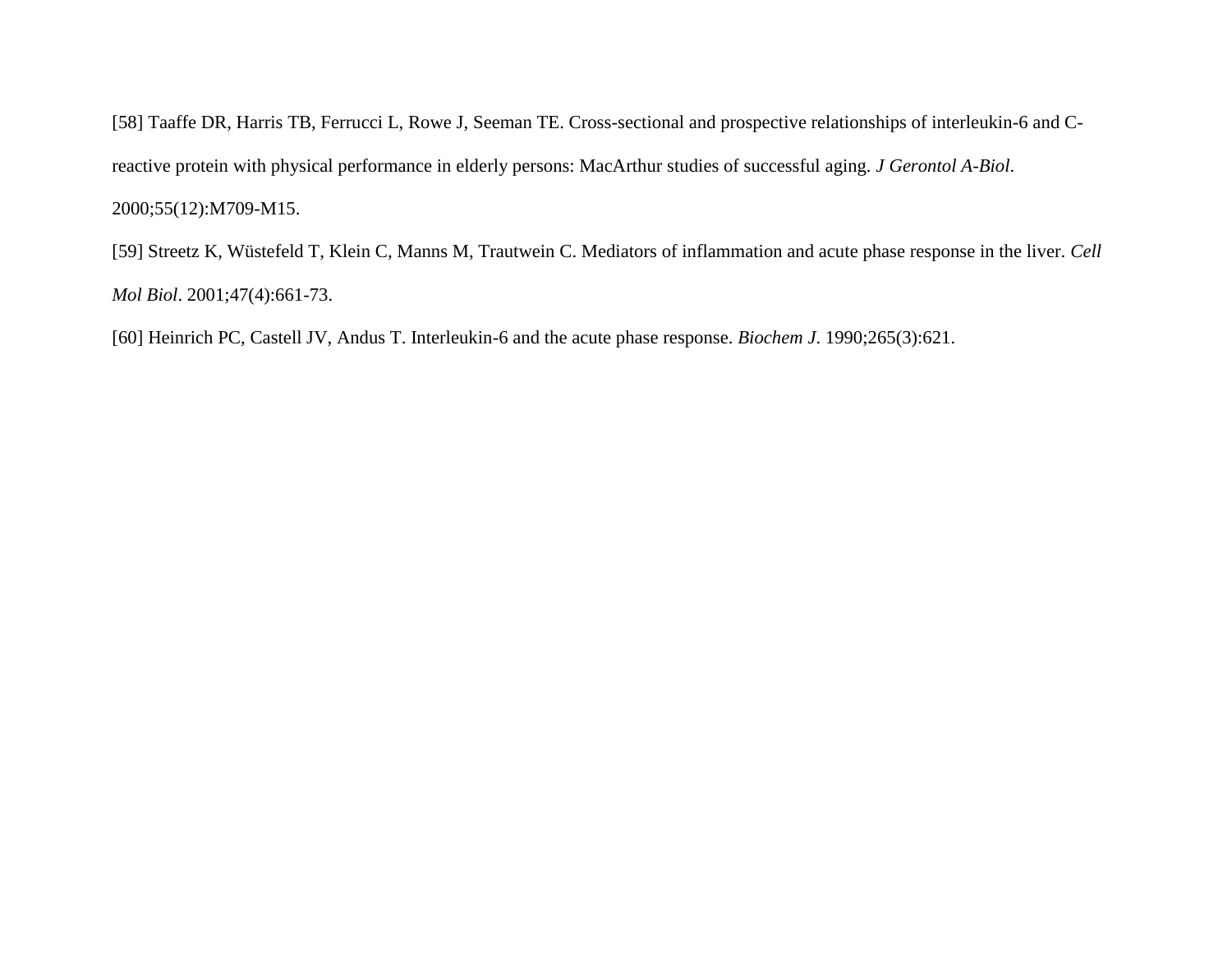[58] Taaffe DR, Harris TB, Ferrucci L, Rowe J, Seeman TE. Cross-sectional and prospective relationships of interleukin-6 and C-reactive protein with physical performance in elderly persons: MacArthur studies of successful aging. *J Gerontol A-Biol*. 2000;55(12):M709-M15.

[59] Streetz K, Wüstefeld T, Klein C, Manns M, Trautwein C. Mediators of inflammation and acute phase response in the liver. *Cell Mol Biol*. 2001;47(4):661-73.

[60] Heinrich PC, Castell JV, Andus T. Interleukin-6 and the acute phase response. *Biochem J*. 1990;265(3):621.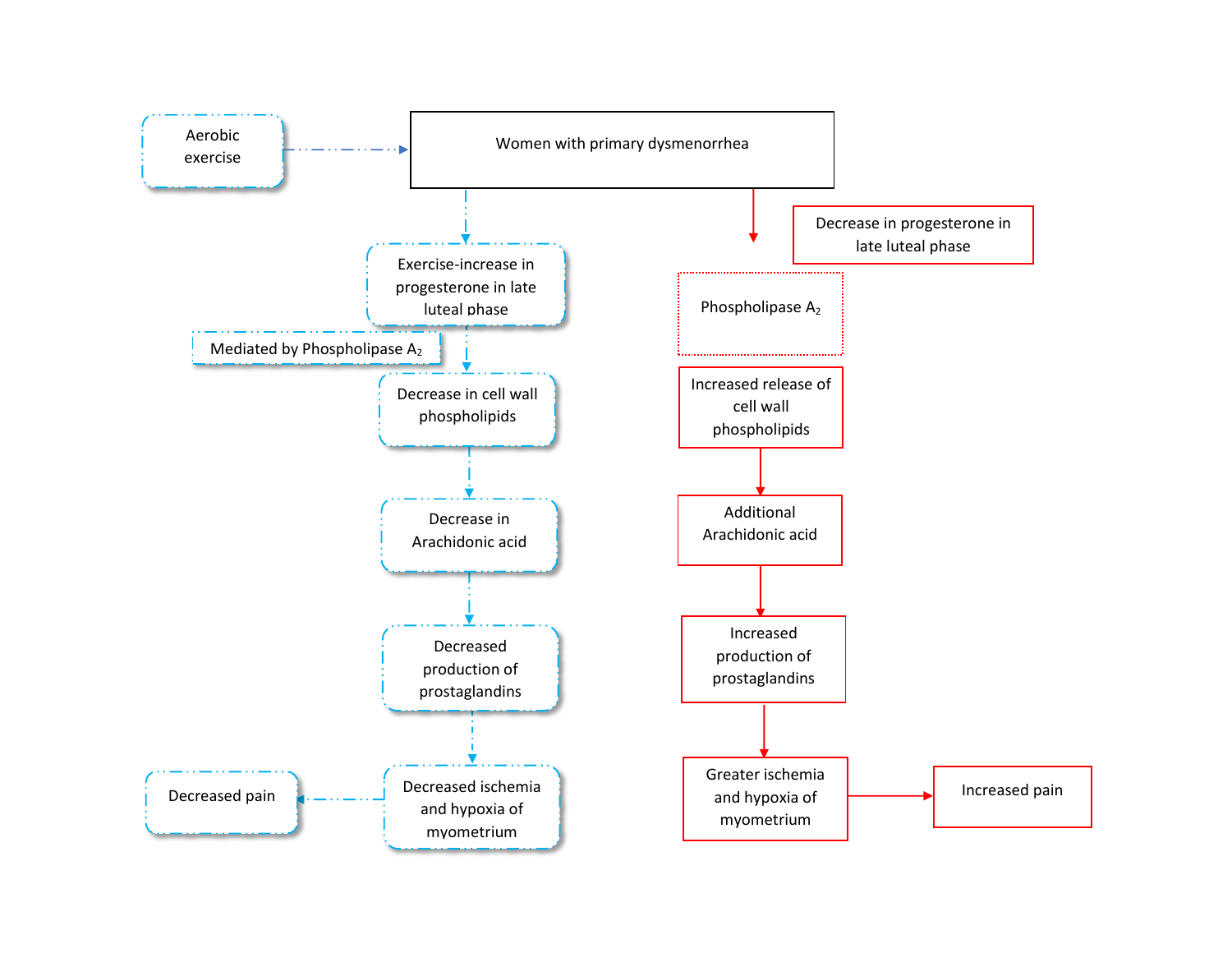Aerobic exercise

Women with primary dysmenorrhea

Exercise-increase in progesterone in late luteal phase

Mediated by Phospholipase $A_2$

Decrease in cell wall phospholipids

Decrease in Arachidonic acid

Decreased production of prostaglandins

Decreased ischemia and hypoxia of myometrium

Decreased pain

Decrease in progesterone in late luteal phase

Phospholipase $A_2$

Increased release of cell wall phospholipids

Additional Arachidonic acid

Increased production of prostaglandins

Greater ischemia and hypoxia of myometrium

Increased pain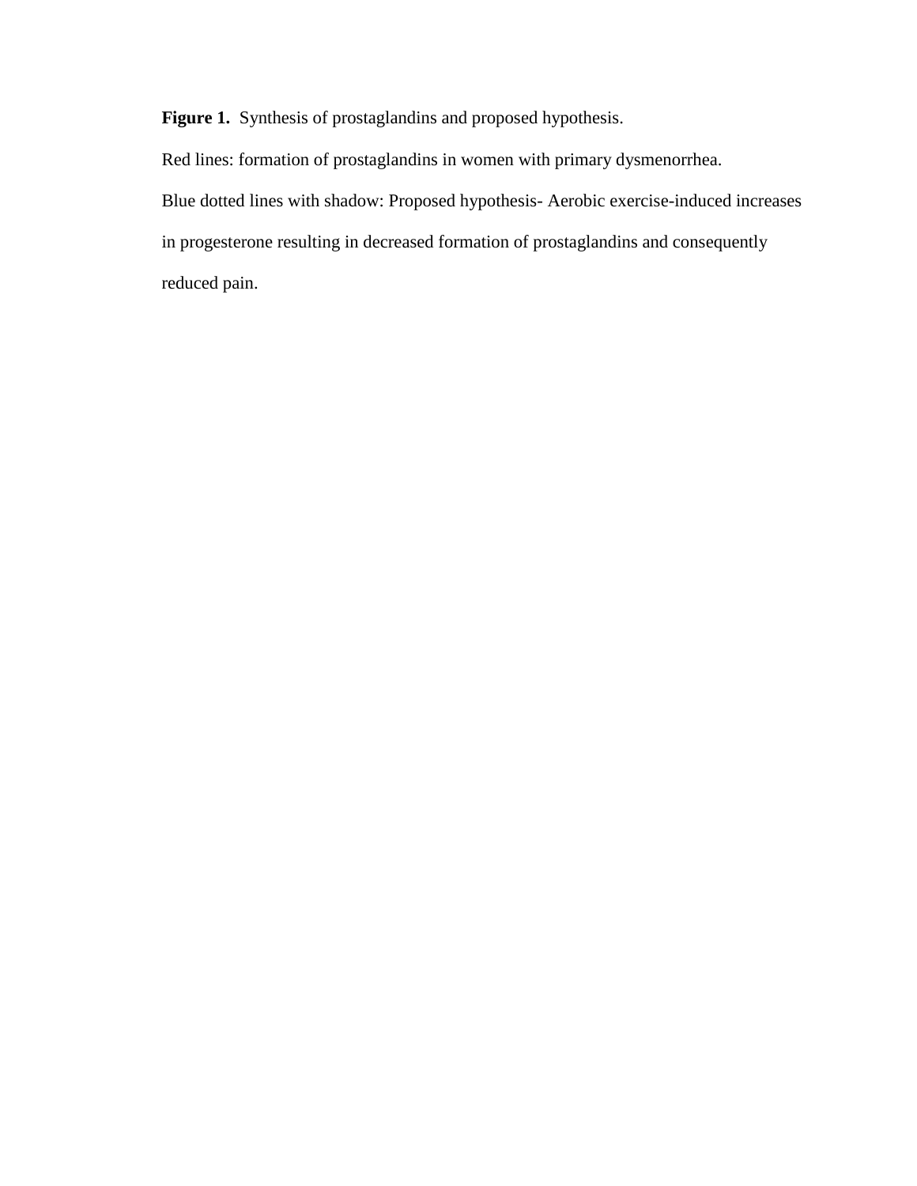**Figure 1.** Synthesis of prostaglandins and proposed hypothesis.

Red lines: formation of prostaglandins in women with primary dysmenorrhea.

Blue dotted lines with shadow: Proposed hypothesis- Aerobic exercise-induced increases in progesterone resulting in decreased formation of prostaglandins and consequently reduced pain.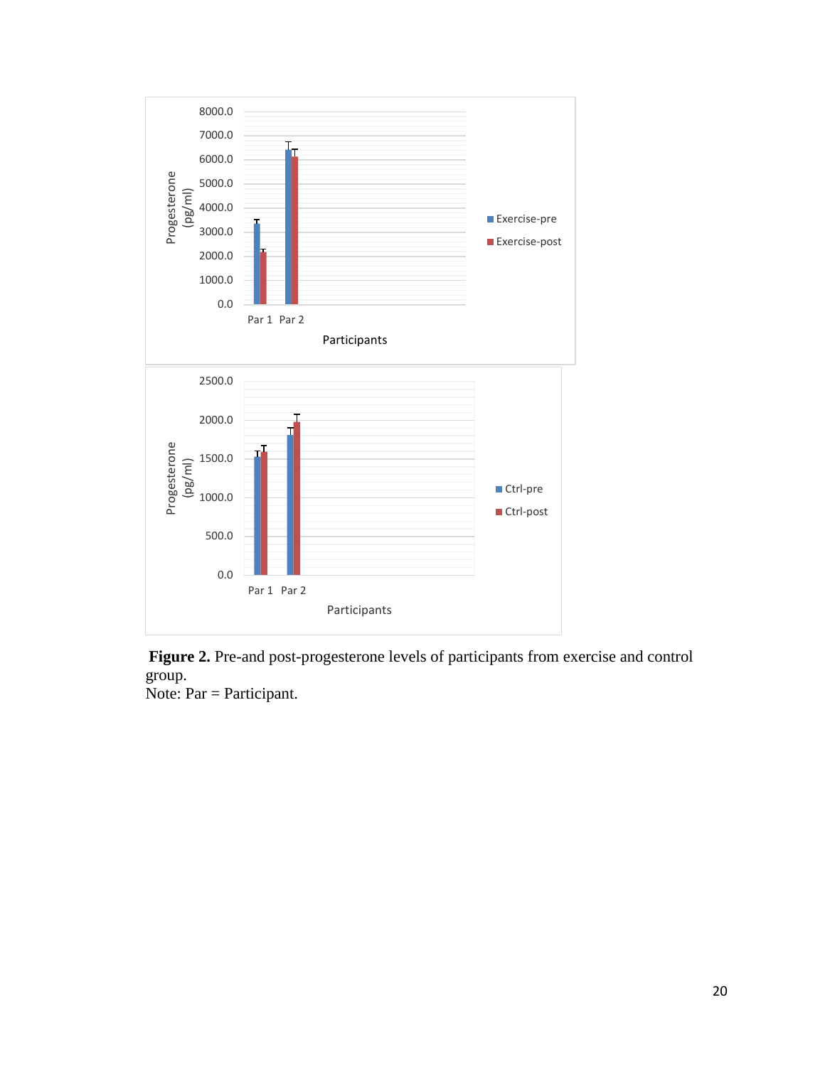**Figure 2.** Pre-and post-progesterone levels of participants from exercise and control group.
Note: Par = Participant.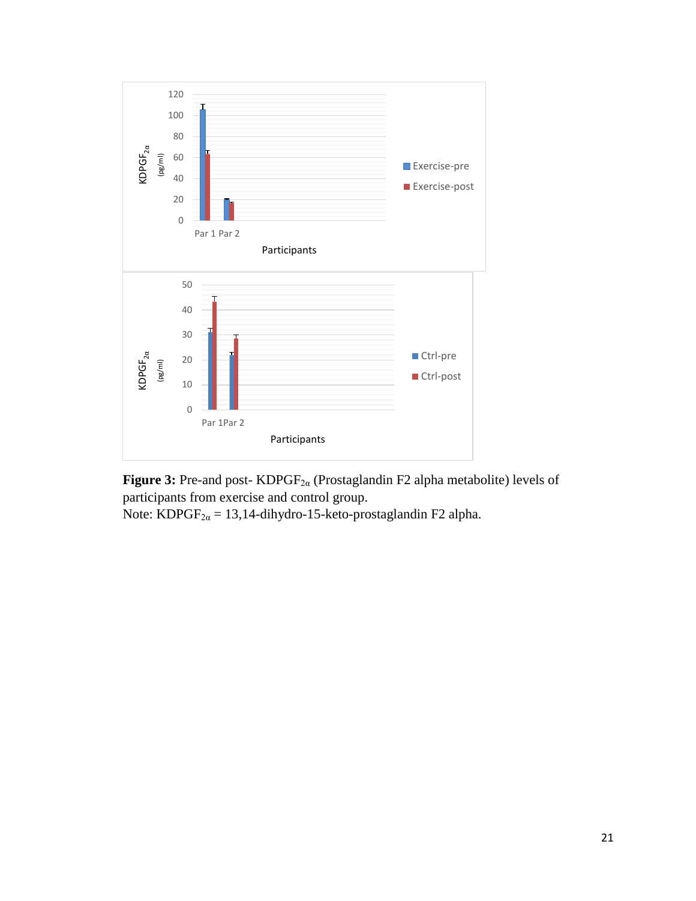**Figure 3:** Pre-and post- $KDPGF_{2\alpha}$ (Prostaglandin F2 alpha metabolite) levels of participants from exercise and control group.
Note: $KDPGF_{2\alpha}$ = 13,14-dihydro-15-keto-prostaglandin F2 alpha.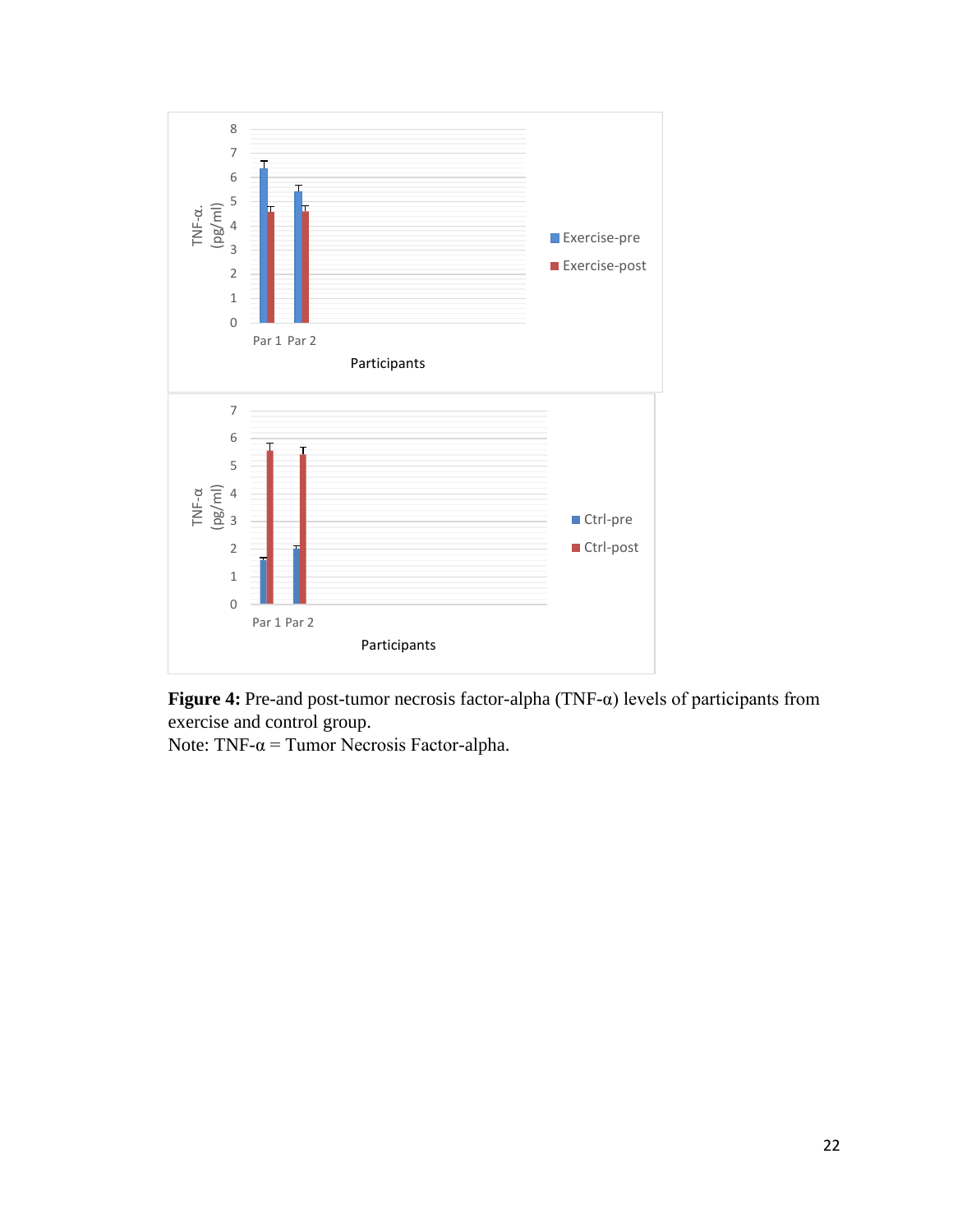8
7
6
5
4
3
2
1
0

TNF-α. (pg/ml)

Par 1 Par 2

Participants

Exercise-pre
Exercise-post

7
6
5
4
3
2
1
0

TNF-α (pg/ml)

Par 1 Par 2

Participants

Ctrl-pre
Ctrl-post

**Figure 4:** Pre-and post-tumor necrosis factor-alpha (TNF-α) levels of participants from exercise and control group.
Note: TNF-α = Tumor Necrosis Factor-alpha.